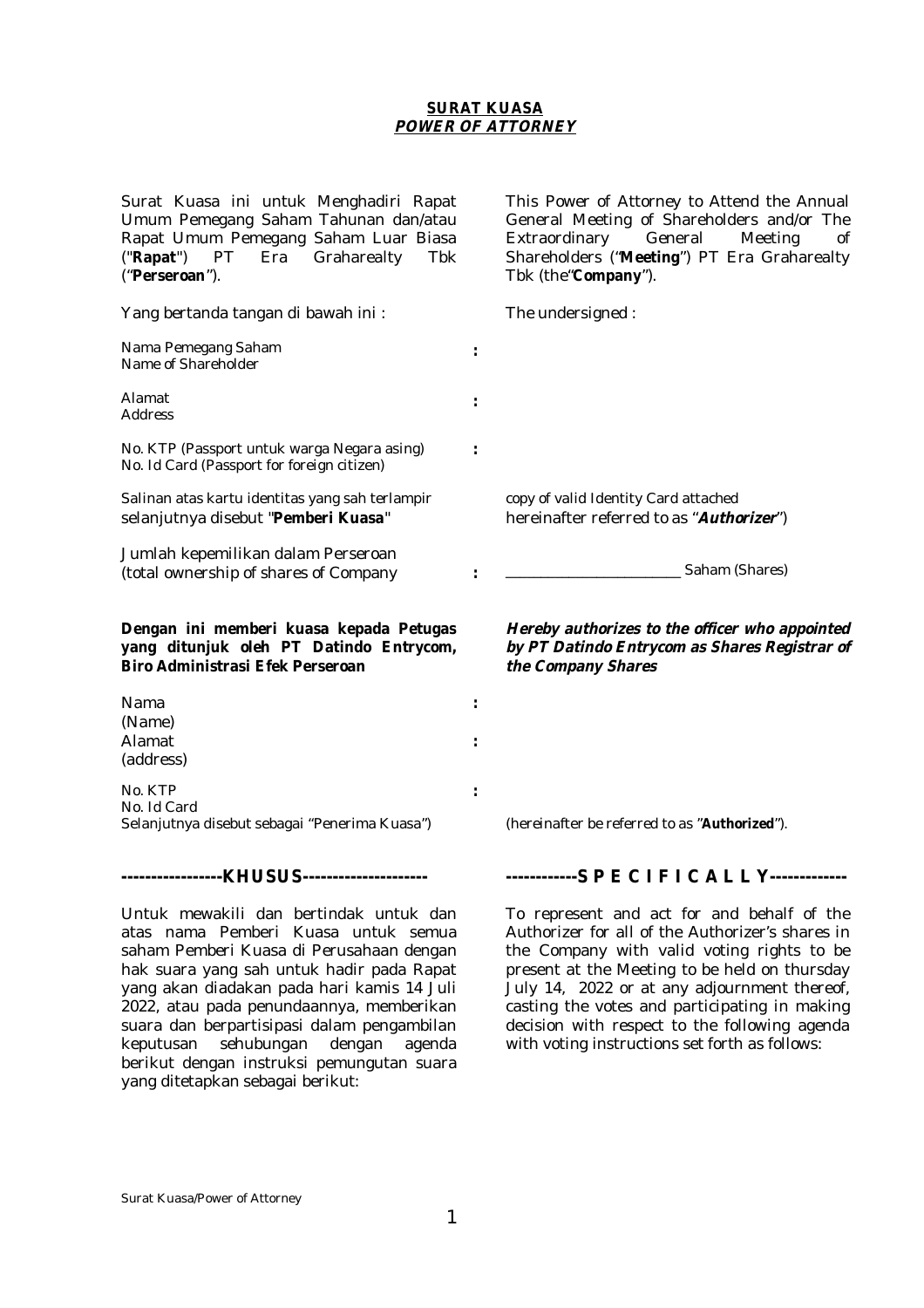**SURAT KUASA**
***POWER OF ATTORNEY***

Surat Kuasa ini untuk Menghadiri Rapat Umum Pemegang Saham Tahunan dan/atau Rapat Umum Pemegang Saham Luar Biasa ("**Rapat**") PT Era Graharealty Tbk ("**Perseroan**").

This Power of Attorney to Attend the Annual General Meeting of Shareholders and/or The Extraordinary General Meeting of Shareholders ("**Meeting**") PT Era Graharealty Tbk (the"**Company**").

Yang bertanda tangan di bawah ini :

The undersigned :

| | | |
|---|---|---|
| Nama Pemegang Saham<br>Name of Shareholder | : | |
| Alamat<br>Address | : | |
| No. KTP (Passport untuk warga Negara asing)<br>No. Id Card (Passport for foreign citizen) | : | |

Salinan atas kartu identitas yang sah terlampir
copy of valid Identity Card attached

selanjutnya disebut "**Pemberi Kuasa**"
hereinafter referred to as "***Authorizer***")

Jumlah kepemilikan dalam Perseroan
(total ownership of shares of Company : _______________________ Saham (Shares)

**Dengan ini memberi kuasa kepada Petugas yang ditunjuk oleh PT Datindo Entrycom, Biro Administrasi Efek Perseroan**

***Hereby authorizes to the officer who appointed by PT Datindo Entrycom as Shares Registrar of the Company Shares***

| | | |
|---|---|---|
| Nama<br>(Name) | : | |
| Alamat<br>(address) | : | |
| No. KTP<br>No. Id Card | : | |

Selanjutnya disebut sebagai "Penerima Kuasa")
(hereinafter be referred to as "**Authorized**").

**-----------------KHUSUS---------------------**

**------------S P E C I F I C A L L Y-------------**

Untuk mewakili dan bertindak untuk dan atas nama Pemberi Kuasa untuk semua saham Pemberi Kuasa di Perusahaan dengan hak suara yang sah untuk hadir pada Rapat yang akan diadakan pada hari kamis 14 Juli 2022, atau pada penundaannya, memberikan suara dan berpartisipasi dalam pengambilan keputusan sehubungan dengan agenda berikut dengan instruksi pemungutan suara yang ditetapkan sebagai berikut:

To represent and act for and behalf of the Authorizer for all of the Authorizer's shares in the Company with valid voting rights to be present at the Meeting to be held on thursday July 14, 2022 or at any adjournment thereof, casting the votes and participating in making decision with respect to the following agenda with voting instructions set forth as follows: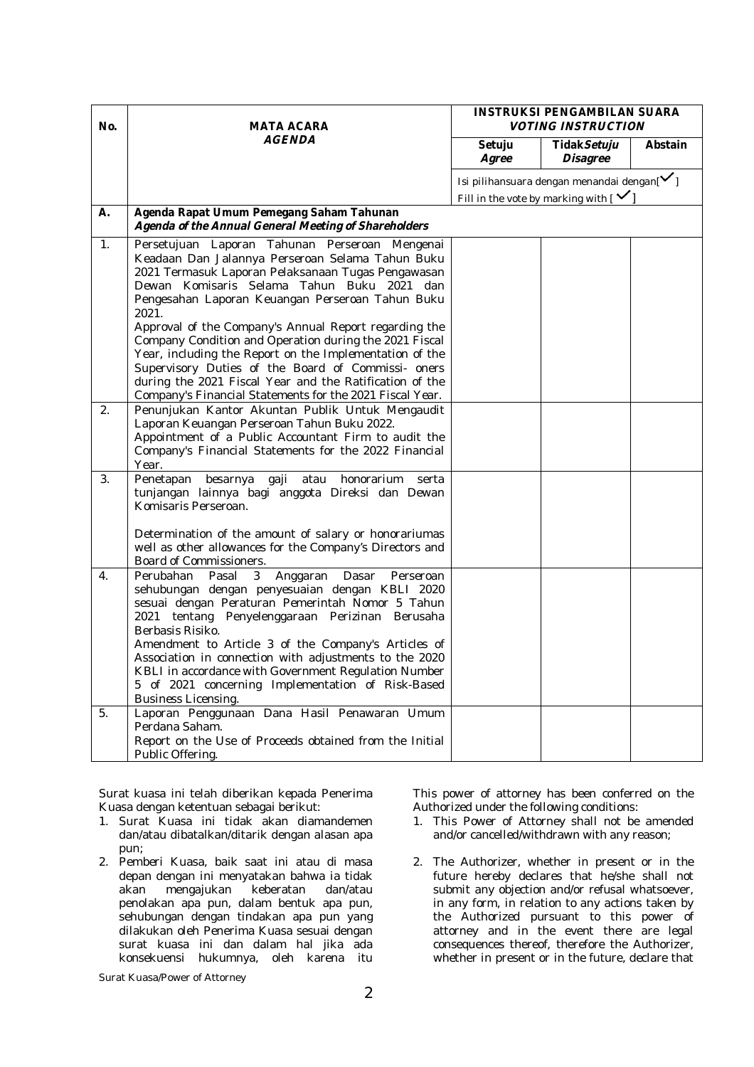| No. | MATA ACARA<br>*AGENDA* | INSTRUKSI PENGAMBILAN SUARA<br>*VOTING INSTRUCTION* | | |
|---|---|---|---|---|
| | | Setuju<br>*Agree* | Tidak *Setuju*<br>*Disagree* | Abstain |
| | | Isi pilihansuara dengan menandai dengan[✓]<br>Fill in the vote by marking with [✓] | | |
| A. | **Agenda Rapat Umum Pemegang Saham Tahunan**<br>***Agenda of the Annual General Meeting of Shareholders*** | | | |
| 1. | Persetujuan Laporan Tahunan Perseroan Mengenai Keadaan Dan Jalannya Perseroan Selama Tahun Buku 2021 Termasuk Laporan Pelaksanaan Tugas Pengawasan Dewan Komisaris Selama Tahun Buku 2021 dan Pengesahan Laporan Keuangan Perseroan Tahun Buku 2021.<br>Approval of the Company's Annual Report regarding the Company Condition and Operation during the 2021 Fiscal Year, including the Report on the Implementation of the Supervisory Duties of the Board of Commissi- oners during the 2021 Fiscal Year and the Ratification of the Company's Financial Statements for the 2021 Fiscal Year. | | | |
| 2. | Penunjukan Kantor Akuntan Publik Untuk Mengaudit Laporan Keuangan Perseroan Tahun Buku 2022.<br>Appointment of a Public Accountant Firm to audit the Company's Financial Statements for the 2022 Financial Year. | | | |
| 3. | Penetapan besarnya gaji atau honorarium serta tunjangan lainnya bagi anggota Direksi dan Dewan Komisaris Perseroan.<br><br>Determination of the amount of salary or honorariumas well as other allowances for the Company's Directors and Board of Commissioners. | | | |
| 4. | Perubahan Pasal 3 Anggaran Dasar Perseroan sehubungan dengan penyesuaian dengan KBLI 2020 sesuai dengan Peraturan Pemerintah Nomor 5 Tahun 2021 tentang Penyelenggaraan Perizinan Berusaha Berbasis Risiko.<br>Amendment to Article 3 of the Company's Articles of Association in connection with adjustments to the 2020 KBLI in accordance with Government Regulation Number 5 of 2021 concerning Implementation of Risk-Based Business Licensing. | | | |
| 5. | Laporan Penggunaan Dana Hasil Penawaran Umum Perdana Saham.<br>Report on the Use of Proceeds obtained from the Initial Public Offering. | | | |

Surat kuasa ini telah diberikan kepada Penerima Kuasa dengan ketentuan sebagai berikut:

1. Surat Kuasa ini tidak akan diamandemen dan/atau dibatalkan/ditarik dengan alasan apa pun;
2. Pemberi Kuasa, baik saat ini atau di masa depan dengan ini menyatakan bahwa ia tidak akan mengajukan keberatan dan/atau penolakan apa pun, dalam bentuk apa pun, sehubungan dengan tindakan apa pun yang dilakukan oleh Penerima Kuasa sesuai dengan surat kuasa ini dan dalam hal jika ada konsekuensi hukumnya, oleh karena itu

This power of attorney has been conferred on the Authorized under the following conditions:

1. This Power of Attorney shall not be amended and/or cancelled/withdrawn with any reason;
2. The Authorizer, whether in present or in the future hereby declares that he/she shall not submit any objection and/or refusal whatsoever, in any form, in relation to any actions taken by the Authorized pursuant to this power of attorney and in the event there are legal consequences thereof, therefore the Authorizer, whether in present or in the future, declare that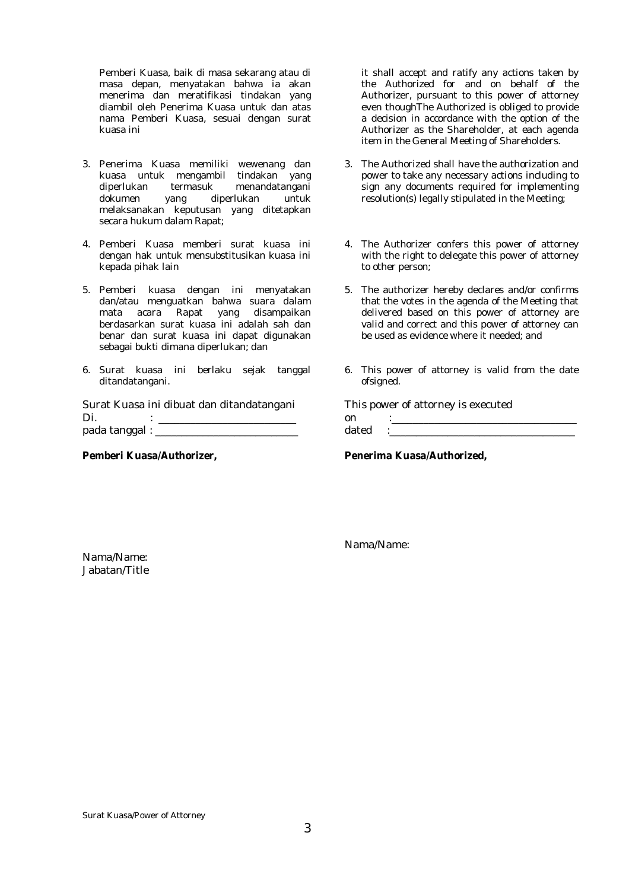Pemberi Kuasa, baik di masa sekarang atau di masa depan, menyatakan bahwa ia akan menerima dan meratifikasi tindakan yang diambil oleh Penerima Kuasa untuk dan atas nama Pemberi Kuasa, sesuai dengan surat kuasa ini

it shall accept and ratify any actions taken by the Authorized for and on behalf of the Authorizer, pursuant to this power of attorney even thoughThe Authorized is obliged to provide a decision in accordance with the option of the Authorizer as the Shareholder, at each agenda item in the General Meeting of Shareholders.

3. Penerima Kuasa memiliki wewenang dan kuasa untuk mengambil tindakan yang diperlukan termasuk menandatangani dokumen yang diperlukan untuk melaksanakan keputusan yang ditetapkan secara hukum dalam Rapat;

3. The Authorized shall have the authorization and power to take any necessary actions including to sign any documents required for implementing resolution(s) legally stipulated in the Meeting;

4. Pemberi Kuasa memberi surat kuasa ini dengan hak untuk mensubstitusikan kuasa ini kepada pihak lain

4. The Authorizer confers this power of attorney with the right to delegate this power of attorney to other person;

5. Pemberi kuasa dengan ini menyatakan dan/atau menguatkan bahwa suara dalam mata acara Rapat yang disampaikan berdasarkan surat kuasa ini adalah sah dan benar dan surat kuasa ini dapat digunakan sebagai bukti dimana diperlukan; dan

5. The authorizer hereby declares and/or confirms that the votes in the agenda of the Meeting that delivered based on this power of attorney are valid and correct and this power of attorney can be used as evidence where it needed; and

6. Surat kuasa ini berlaku sejak tanggal ditandatangani.

6. This power of attorney is valid from the date ofsigned.

Surat Kuasa ini dibuat dan ditandatangani
Di. : ___________________________
pada tanggal : ___________________________

This power of attorney is executed
on :___________________________________
dated :___________________________________

**Pemberi Kuasa/Authorizer,**

Nama/Name:
Jabatan/Title

**Penerima Kuasa/Authorized,**

Nama/Name:

Surat Kuasa/Power of Attorney